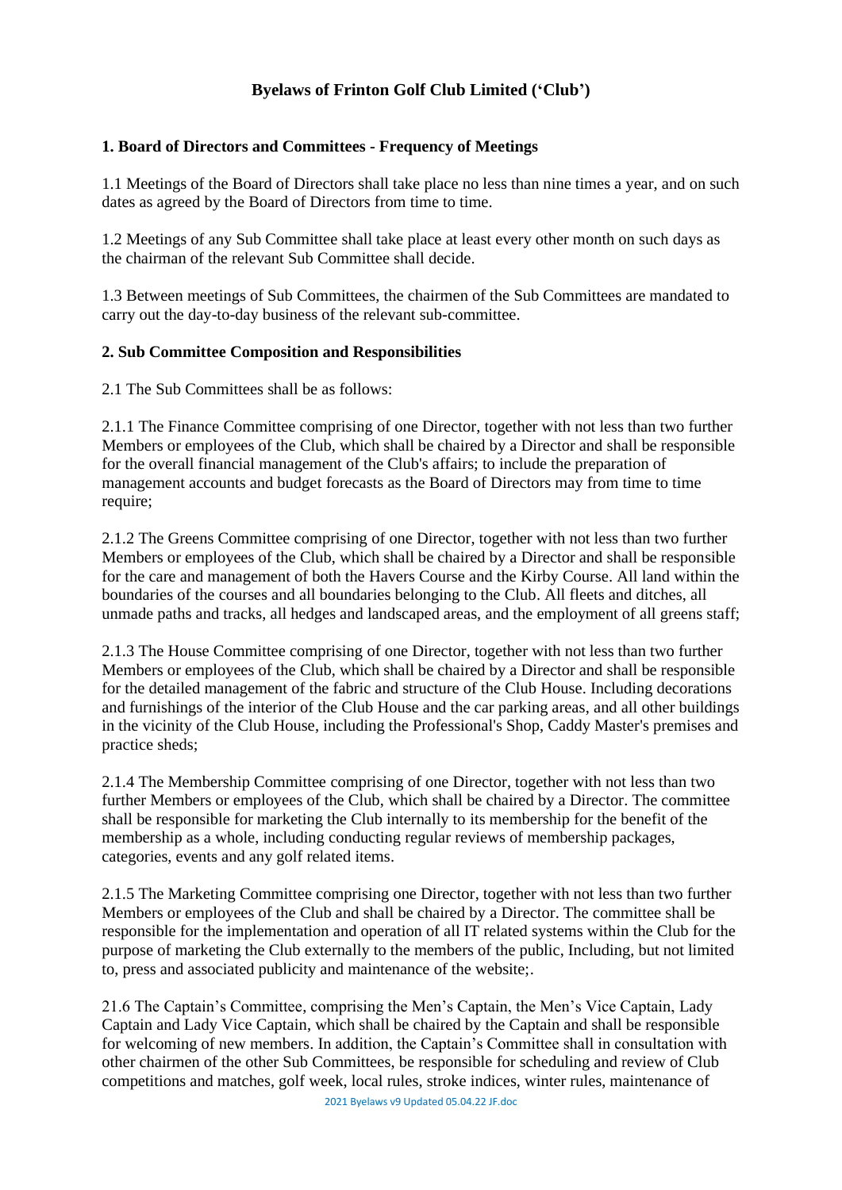# Byelaws of Frinton Golf Club Limited ('Club')

## 1. Board of Directors and Committees - Frequency of Meetings

1.1 Meetings of the Board of Directors shall take place no less than nine times a year, and on such dates as agreed by the Board of Directors from time to time.

1.2 Meetings of any Sub Committee shall take place at least every other month on such days as the chairman of the relevant Sub Committee shall decide.

1.3 Between meetings of Sub Committees, the chairmen of the Sub Committees are mandated to carry out the day-to-day business of the relevant sub-committee.

## 2. Sub Committee Composition and Responsibilities

2.1 The Sub Committees shall be as follows:

2.1.1 The Finance Committee comprising of one Director, together with not less than two further Members or employees of the Club, which shall be chaired by a Director and shall be responsible for the overall financial management of the Club's affairs; to include the preparation of management accounts and budget forecasts as the Board of Directors may from time to time require;

2.1.2 The Greens Committee comprising of one Director, together with not less than two further Members or employees of the Club, which shall be chaired by a Director and shall be responsible for the care and management of both the Havers Course and the Kirby Course. All land within the boundaries of the courses and all boundaries belonging to the Club. All fleets and ditches, all unmade paths and tracks, all hedges and landscaped areas, and the employment of all greens staff;

2.1.3 The House Committee comprising of one Director, together with not less than two further Members or employees of the Club, which shall be chaired by a Director and shall be responsible for the detailed management of the fabric and structure of the Club House. Including decorations and furnishings of the interior of the Club House and the car parking areas, and all other buildings in the vicinity of the Club House, including the Professional's Shop, Caddy Master's premises and practice sheds;

2.1.4 The Membership Committee comprising of one Director, together with not less than two further Members or employees of the Club, which shall be chaired by a Director. The committee shall be responsible for marketing the Club internally to its membership for the benefit of the membership as a whole, including conducting regular reviews of membership packages, categories, events and any golf related items.

2.1.5 The Marketing Committee comprising one Director, together with not less than two further Members or employees of the Club and shall be chaired by a Director. The committee shall be responsible for the implementation and operation of all IT related systems within the Club for the purpose of marketing the Club externally to the members of the public, Including, but not limited to, press and associated publicity and maintenance of the website;.

21.6 The Captain's Committee, comprising the Men's Captain, the Men's Vice Captain, Lady Captain and Lady Vice Captain, which shall be chaired by the Captain and shall be responsible for welcoming of new members. In addition, the Captain's Committee shall in consultation with other chairmen of the other Sub Committees, be responsible for scheduling and review of Club competitions and matches, golf week, local rules, stroke indices, winter rules, maintenance of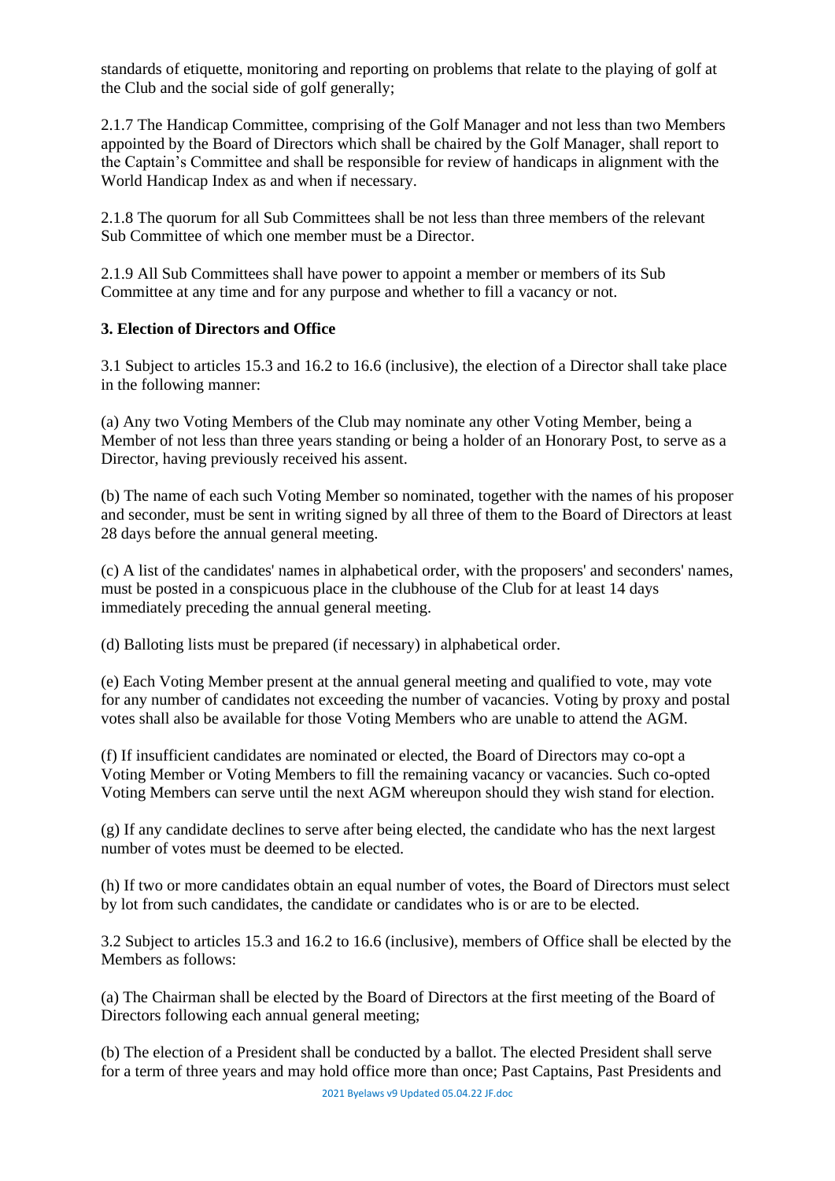standards of etiquette, monitoring and reporting on problems that relate to the playing of golf at the Club and the social side of golf generally;

2.1.7 The Handicap Committee, comprising of the Golf Manager and not less than two Members appointed by the Board of Directors which shall be chaired by the Golf Manager, shall report to the Captain's Committee and shall be responsible for review of handicaps in alignment with the World Handicap Index as and when if necessary.

2.1.8 The quorum for all Sub Committees shall be not less than three members of the relevant Sub Committee of which one member must be a Director.

2.1.9 All Sub Committees shall have power to appoint a member or members of its Sub Committee at any time and for any purpose and whether to fill a vacancy or not.

**3. Election of Directors and Office**

3.1 Subject to articles 15.3 and 16.2 to 16.6 (inclusive), the election of a Director shall take place in the following manner:

(a) Any two Voting Members of the Club may nominate any other Voting Member, being a Member of not less than three years standing or being a holder of an Honorary Post, to serve as a Director, having previously received his assent.

(b) The name of each such Voting Member so nominated, together with the names of his proposer and seconder, must be sent in writing signed by all three of them to the Board of Directors at least 28 days before the annual general meeting.

(c) A list of the candidates' names in alphabetical order, with the proposers' and seconders' names, must be posted in a conspicuous place in the clubhouse of the Club for at least 14 days immediately preceding the annual general meeting.

(d) Balloting lists must be prepared (if necessary) in alphabetical order.

(e) Each Voting Member present at the annual general meeting and qualified to vote, may vote for any number of candidates not exceeding the number of vacancies. Voting by proxy and postal votes shall also be available for those Voting Members who are unable to attend the AGM.

(f) If insufficient candidates are nominated or elected, the Board of Directors may co-opt a Voting Member or Voting Members to fill the remaining vacancy or vacancies. Such co-opted Voting Members can serve until the next AGM whereupon should they wish stand for election.

(g) If any candidate declines to serve after being elected, the candidate who has the next largest number of votes must be deemed to be elected.

(h) If two or more candidates obtain an equal number of votes, the Board of Directors must select by lot from such candidates, the candidate or candidates who is or are to be elected.

3.2 Subject to articles 15.3 and 16.2 to 16.6 (inclusive), members of Office shall be elected by the Members as follows:

(a) The Chairman shall be elected by the Board of Directors at the first meeting of the Board of Directors following each annual general meeting;

(b) The election of a President shall be conducted by a ballot. The elected President shall serve for a term of three years and may hold office more than once; Past Captains, Past Presidents and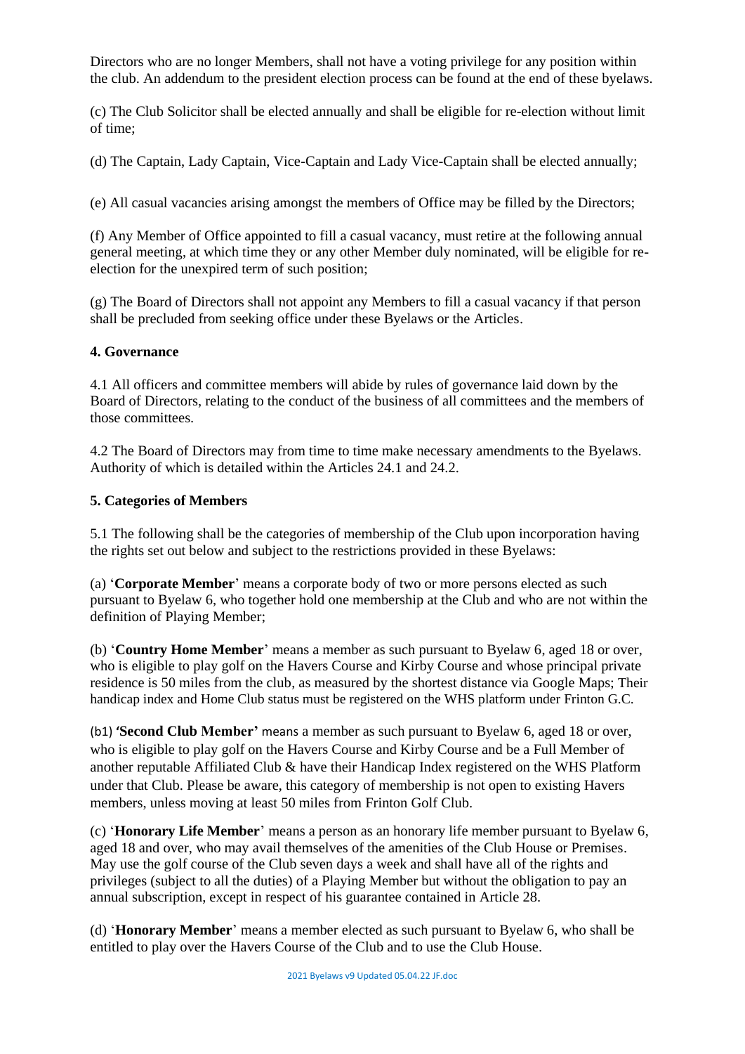Directors who are no longer Members, shall not have a voting privilege for any position within the club. An addendum to the president election process can be found at the end of these byelaws.

(c) The Club Solicitor shall be elected annually and shall be eligible for re-election without limit of time;

(d) The Captain, Lady Captain, Vice-Captain and Lady Vice-Captain shall be elected annually;

(e) All casual vacancies arising amongst the members of Office may be filled by the Directors;

(f) Any Member of Office appointed to fill a casual vacancy, must retire at the following annual general meeting, at which time they or any other Member duly nominated, will be eligible for re-election for the unexpired term of such position;

(g) The Board of Directors shall not appoint any Members to fill a casual vacancy if that person shall be precluded from seeking office under these Byelaws or the Articles.

**4. Governance**

4.1 All officers and committee members will abide by rules of governance laid down by the Board of Directors, relating to the conduct of the business of all committees and the members of those committees.

4.2 The Board of Directors may from time to time make necessary amendments to the Byelaws. Authority of which is detailed within the Articles 24.1 and 24.2.

**5. Categories of Members**

5.1 The following shall be the categories of membership of the Club upon incorporation having the rights set out below and subject to the restrictions provided in these Byelaws:

(a) '**Corporate Member**' means a corporate body of two or more persons elected as such pursuant to Byelaw 6, who together hold one membership at the Club and who are not within the definition of Playing Member;

(b) '**Country Home Member**' means a member as such pursuant to Byelaw 6, aged 18 or over, who is eligible to play golf on the Havers Course and Kirby Course and whose principal private residence is 50 miles from the club, as measured by the shortest distance via Google Maps; Their handicap index and Home Club status must be registered on the WHS platform under Frinton G.C.

(b1) **'Second Club Member'** means a member as such pursuant to Byelaw 6, aged 18 or over, who is eligible to play golf on the Havers Course and Kirby Course and be a Full Member of another reputable Affiliated Club & have their Handicap Index registered on the WHS Platform under that Club. Please be aware, this category of membership is not open to existing Havers members, unless moving at least 50 miles from Frinton Golf Club.

(c) '**Honorary Life Member**' means a person as an honorary life member pursuant to Byelaw 6, aged 18 and over, who may avail themselves of the amenities of the Club House or Premises. May use the golf course of the Club seven days a week and shall have all of the rights and privileges (subject to all the duties) of a Playing Member but without the obligation to pay an annual subscription, except in respect of his guarantee contained in Article 28.

(d) '**Honorary Member**' means a member elected as such pursuant to Byelaw 6, who shall be entitled to play over the Havers Course of the Club and to use the Club House.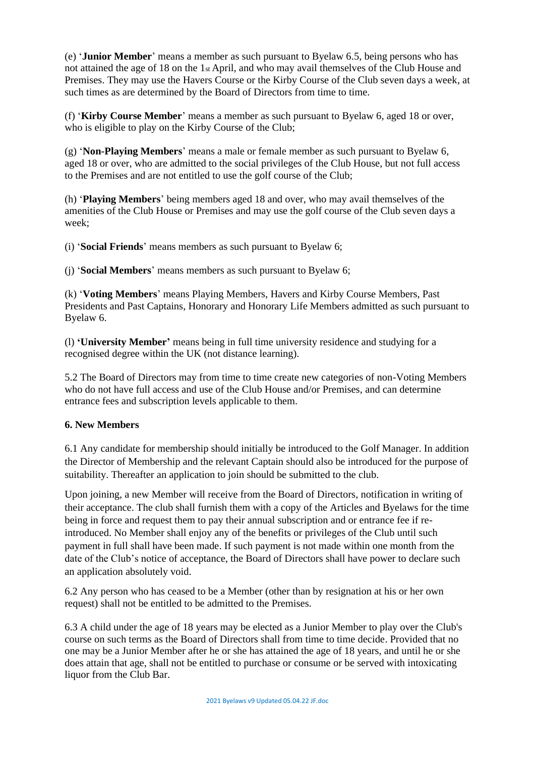(e) '**Junior Member**' means a member as such pursuant to Byelaw 6.5, being persons who has not attained the age of 18 on the 1st April, and who may avail themselves of the Club House and Premises. They may use the Havers Course or the Kirby Course of the Club seven days a week, at such times as are determined by the Board of Directors from time to time.

(f) '**Kirby Course Member**' means a member as such pursuant to Byelaw 6, aged 18 or over, who is eligible to play on the Kirby Course of the Club;

(g) '**Non-Playing Members**' means a male or female member as such pursuant to Byelaw 6, aged 18 or over, who are admitted to the social privileges of the Club House, but not full access to the Premises and are not entitled to use the golf course of the Club;

(h) '**Playing Members**' being members aged 18 and over, who may avail themselves of the amenities of the Club House or Premises and may use the golf course of the Club seven days a week;

(i) '**Social Friends**' means members as such pursuant to Byelaw 6;

(j) '**Social Members**' means members as such pursuant to Byelaw 6;

(k) '**Voting Members**' means Playing Members, Havers and Kirby Course Members, Past Presidents and Past Captains, Honorary and Honorary Life Members admitted as such pursuant to Byelaw 6.

(l) **'University Member'** means being in full time university residence and studying for a recognised degree within the UK (not distance learning).

5.2 The Board of Directors may from time to time create new categories of non-Voting Members who do not have full access and use of the Club House and/or Premises, and can determine entrance fees and subscription levels applicable to them.

**6. New Members**

6.1 Any candidate for membership should initially be introduced to the Golf Manager. In addition the Director of Membership and the relevant Captain should also be introduced for the purpose of suitability. Thereafter an application to join should be submitted to the club.

Upon joining, a new Member will receive from the Board of Directors, notification in writing of their acceptance. The club shall furnish them with a copy of the Articles and Byelaws for the time being in force and request them to pay their annual subscription and or entrance fee if re-introduced. No Member shall enjoy any of the benefits or privileges of the Club until such payment in full shall have been made. If such payment is not made within one month from the date of the Club's notice of acceptance, the Board of Directors shall have power to declare such an application absolutely void.

6.2 Any person who has ceased to be a Member (other than by resignation at his or her own request) shall not be entitled to be admitted to the Premises.

6.3 A child under the age of 18 years may be elected as a Junior Member to play over the Club's course on such terms as the Board of Directors shall from time to time decide. Provided that no one may be a Junior Member after he or she has attained the age of 18 years, and until he or she does attain that age, shall not be entitled to purchase or consume or be served with intoxicating liquor from the Club Bar.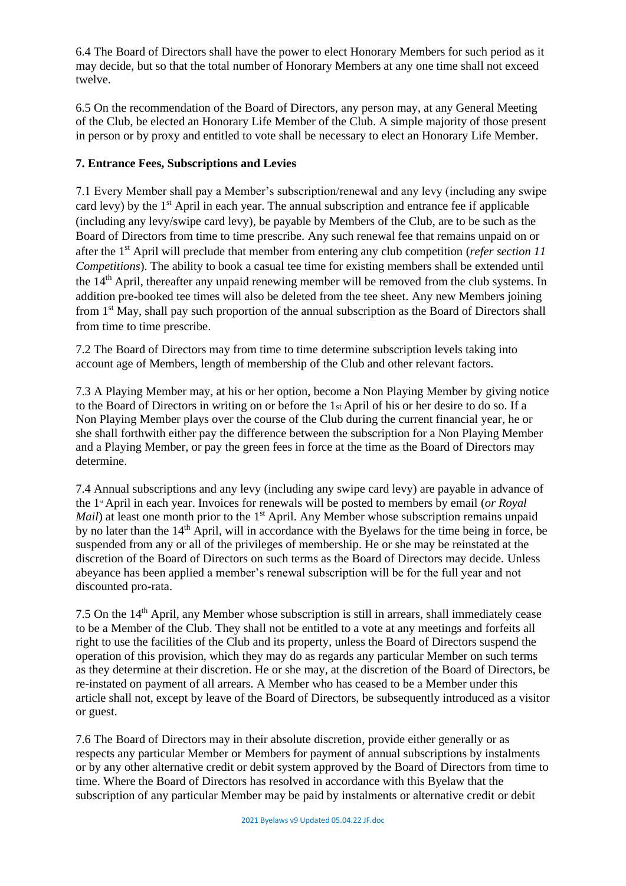6.4 The Board of Directors shall have the power to elect Honorary Members for such period as it may decide, but so that the total number of Honorary Members at any one time shall not exceed twelve.

6.5 On the recommendation of the Board of Directors, any person may, at any General Meeting of the Club, be elected an Honorary Life Member of the Club. A simple majority of those present in person or by proxy and entitled to vote shall be necessary to elect an Honorary Life Member.

**7. Entrance Fees, Subscriptions and Levies**

7.1 Every Member shall pay a Member's subscription/renewal and any levy (including any swipe card levy) by the 1st April in each year. The annual subscription and entrance fee if applicable (including any levy/swipe card levy), be payable by Members of the Club, are to be such as the Board of Directors from time to time prescribe. Any such renewal fee that remains unpaid on or after the 1st April will preclude that member from entering any club competition (*refer section 11 Competitions*). The ability to book a casual tee time for existing members shall be extended until the 14th April, thereafter any unpaid renewing member will be removed from the club systems. In addition pre-booked tee times will also be deleted from the tee sheet. Any new Members joining from 1st May, shall pay such proportion of the annual subscription as the Board of Directors shall from time to time prescribe.

7.2 The Board of Directors may from time to time determine subscription levels taking into account age of Members, length of membership of the Club and other relevant factors.

7.3 A Playing Member may, at his or her option, become a Non Playing Member by giving notice to the Board of Directors in writing on or before the 1st April of his or her desire to do so. If a Non Playing Member plays over the course of the Club during the current financial year, he or she shall forthwith either pay the difference between the subscription for a Non Playing Member and a Playing Member, or pay the green fees in force at the time as the Board of Directors may determine.

7.4 Annual subscriptions and any levy (including any swipe card levy) are payable in advance of the 1st April in each year. Invoices for renewals will be posted to members by email (*or Royal Mail*) at least one month prior to the 1st April. Any Member whose subscription remains unpaid by no later than the 14th April, will in accordance with the Byelaws for the time being in force, be suspended from any or all of the privileges of membership. He or she may be reinstated at the discretion of the Board of Directors on such terms as the Board of Directors may decide. Unless abeyance has been applied a member's renewal subscription will be for the full year and not discounted pro-rata.

7.5 On the 14th April, any Member whose subscription is still in arrears, shall immediately cease to be a Member of the Club. They shall not be entitled to a vote at any meetings and forfeits all right to use the facilities of the Club and its property, unless the Board of Directors suspend the operation of this provision, which they may do as regards any particular Member on such terms as they determine at their discretion. He or she may, at the discretion of the Board of Directors, be re-instated on payment of all arrears. A Member who has ceased to be a Member under this article shall not, except by leave of the Board of Directors, be subsequently introduced as a visitor or guest.

7.6 The Board of Directors may in their absolute discretion, provide either generally or as respects any particular Member or Members for payment of annual subscriptions by instalments or by any other alternative credit or debit system approved by the Board of Directors from time to time. Where the Board of Directors has resolved in accordance with this Byelaw that the subscription of any particular Member may be paid by instalments or alternative credit or debit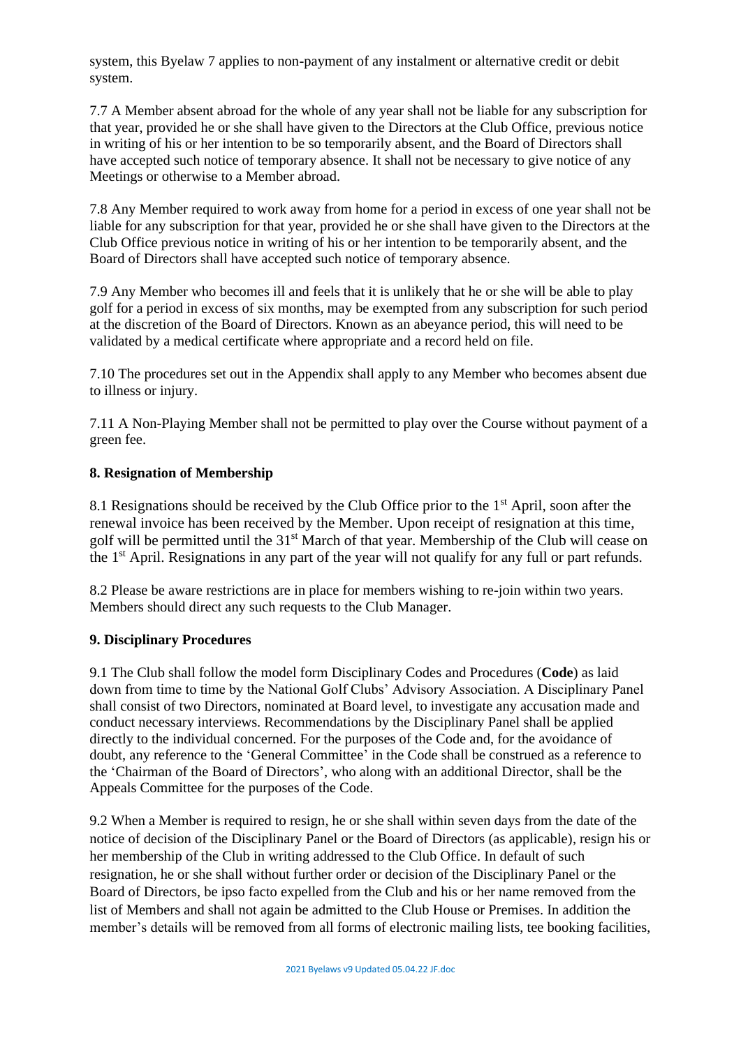system, this Byelaw 7 applies to non-payment of any instalment or alternative credit or debit system.

7.7 A Member absent abroad for the whole of any year shall not be liable for any subscription for that year, provided he or she shall have given to the Directors at the Club Office, previous notice in writing of his or her intention to be so temporarily absent, and the Board of Directors shall have accepted such notice of temporary absence. It shall not be necessary to give notice of any Meetings or otherwise to a Member abroad.

7.8 Any Member required to work away from home for a period in excess of one year shall not be liable for any subscription for that year, provided he or she shall have given to the Directors at the Club Office previous notice in writing of his or her intention to be temporarily absent, and the Board of Directors shall have accepted such notice of temporary absence.

7.9 Any Member who becomes ill and feels that it is unlikely that he or she will be able to play golf for a period in excess of six months, may be exempted from any subscription for such period at the discretion of the Board of Directors. Known as an abeyance period, this will need to be validated by a medical certificate where appropriate and a record held on file.

7.10 The procedures set out in the Appendix shall apply to any Member who becomes absent due to illness or injury.

7.11 A Non-Playing Member shall not be permitted to play over the Course without payment of a green fee.

### 8. Resignation of Membership

8.1 Resignations should be received by the Club Office prior to the 1st April, soon after the renewal invoice has been received by the Member. Upon receipt of resignation at this time, golf will be permitted until the 31st March of that year. Membership of the Club will cease on the 1st April. Resignations in any part of the year will not qualify for any full or part refunds.

8.2 Please be aware restrictions are in place for members wishing to re-join within two years. Members should direct any such requests to the Club Manager.

### 9. Disciplinary Procedures

9.1 The Club shall follow the model form Disciplinary Codes and Procedures (**Code**) as laid down from time to time by the National Golf Clubs' Advisory Association. A Disciplinary Panel shall consist of two Directors, nominated at Board level, to investigate any accusation made and conduct necessary interviews. Recommendations by the Disciplinary Panel shall be applied directly to the individual concerned. For the purposes of the Code and, for the avoidance of doubt, any reference to the 'General Committee' in the Code shall be construed as a reference to the 'Chairman of the Board of Directors', who along with an additional Director, shall be the Appeals Committee for the purposes of the Code.

9.2 When a Member is required to resign, he or she shall within seven days from the date of the notice of decision of the Disciplinary Panel or the Board of Directors (as applicable), resign his or her membership of the Club in writing addressed to the Club Office. In default of such resignation, he or she shall without further order or decision of the Disciplinary Panel or the Board of Directors, be ipso facto expelled from the Club and his or her name removed from the list of Members and shall not again be admitted to the Club House or Premises. In addition the member's details will be removed from all forms of electronic mailing lists, tee booking facilities,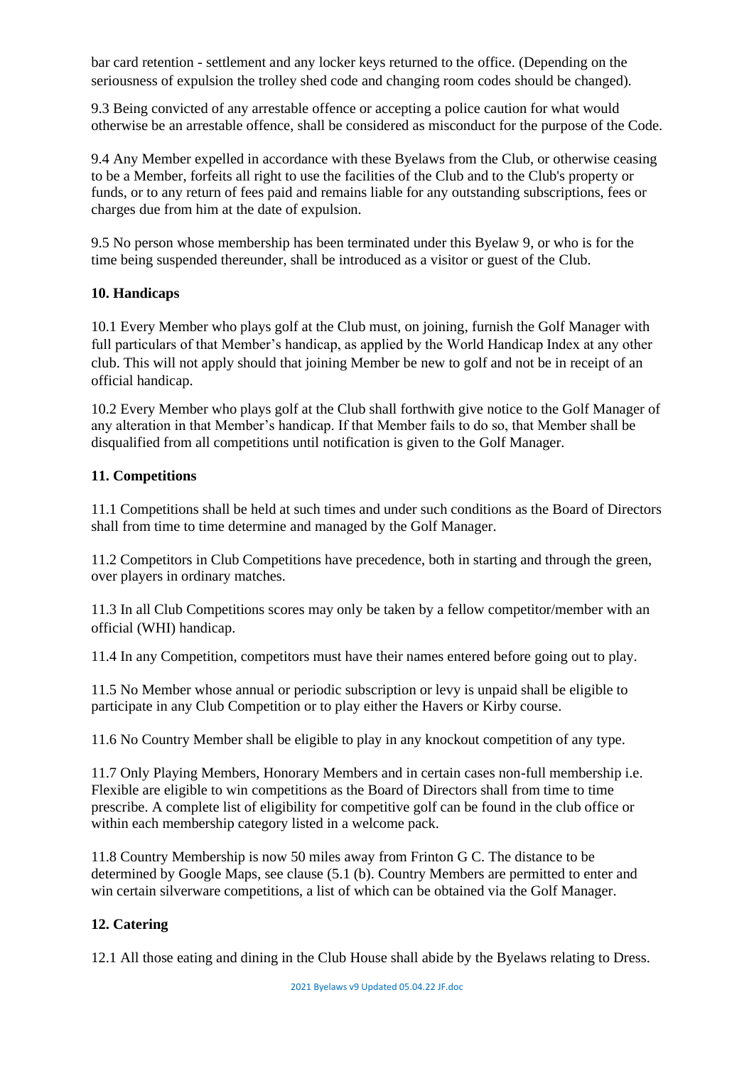bar card retention - settlement and any locker keys returned to the office. (Depending on the seriousness of expulsion the trolley shed code and changing room codes should be changed).

9.3 Being convicted of any arrestable offence or accepting a police caution for what would otherwise be an arrestable offence, shall be considered as misconduct for the purpose of the Code.

9.4 Any Member expelled in accordance with these Byelaws from the Club, or otherwise ceasing to be a Member, forfeits all right to use the facilities of the Club and to the Club's property or funds, or to any return of fees paid and remains liable for any outstanding subscriptions, fees or charges due from him at the date of expulsion.

9.5 No person whose membership has been terminated under this Byelaw 9, or who is for the time being suspended thereunder, shall be introduced as a visitor or guest of the Club.

**10. Handicaps**

10.1 Every Member who plays golf at the Club must, on joining, furnish the Golf Manager with full particulars of that Member's handicap, as applied by the World Handicap Index at any other club. This will not apply should that joining Member be new to golf and not be in receipt of an official handicap.

10.2 Every Member who plays golf at the Club shall forthwith give notice to the Golf Manager of any alteration in that Member's handicap. If that Member fails to do so, that Member shall be disqualified from all competitions until notification is given to the Golf Manager.

**11. Competitions**

11.1 Competitions shall be held at such times and under such conditions as the Board of Directors shall from time to time determine and managed by the Golf Manager.

11.2 Competitors in Club Competitions have precedence, both in starting and through the green, over players in ordinary matches.

11.3 In all Club Competitions scores may only be taken by a fellow competitor/member with an official (WHI) handicap.

11.4 In any Competition, competitors must have their names entered before going out to play.

11.5 No Member whose annual or periodic subscription or levy is unpaid shall be eligible to participate in any Club Competition or to play either the Havers or Kirby course.

11.6 No Country Member shall be eligible to play in any knockout competition of any type.

11.7 Only Playing Members, Honorary Members and in certain cases non-full membership i.e. Flexible are eligible to win competitions as the Board of Directors shall from time to time prescribe. A complete list of eligibility for competitive golf can be found in the club office or within each membership category listed in a welcome pack.

11.8 Country Membership is now 50 miles away from Frinton G C. The distance to be determined by Google Maps, see clause (5.1 (b). Country Members are permitted to enter and win certain silverware competitions, a list of which can be obtained via the Golf Manager.

**12. Catering**

12.1 All those eating and dining in the Club House shall abide by the Byelaws relating to Dress.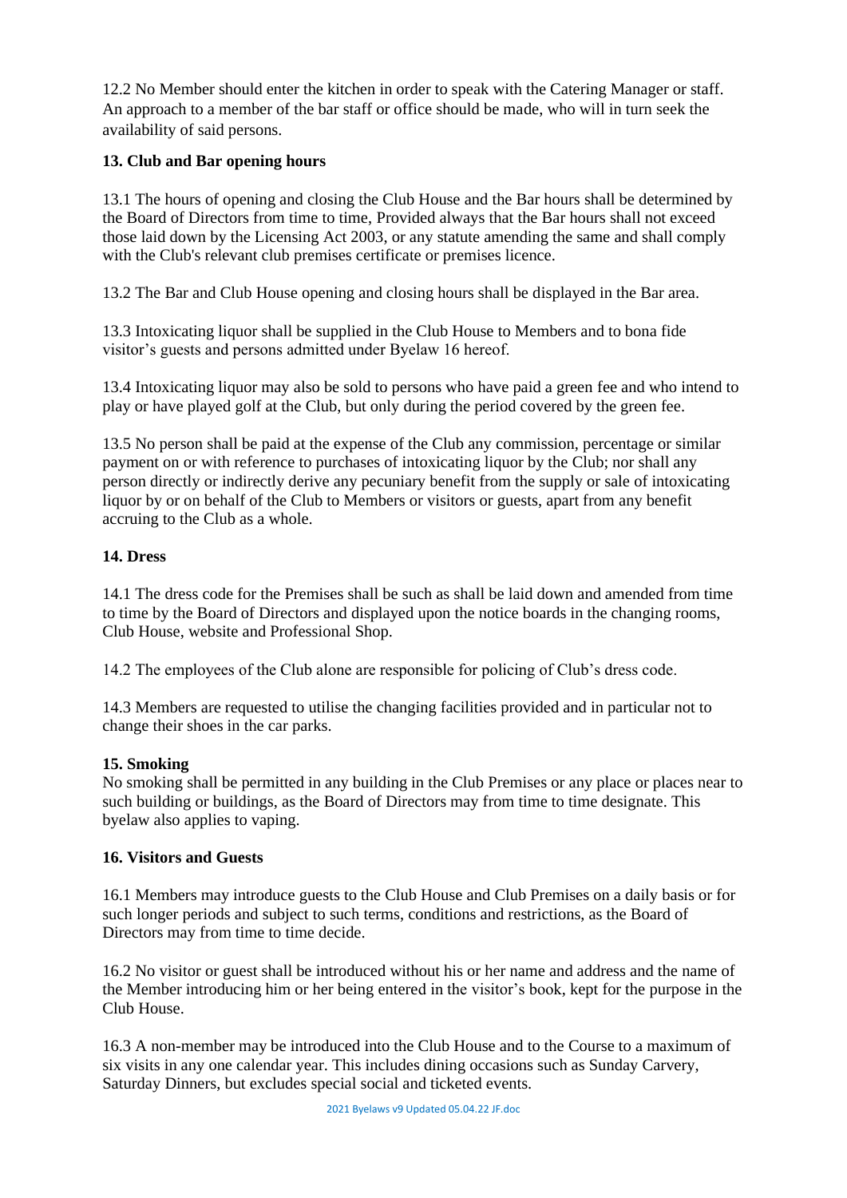12.2 No Member should enter the kitchen in order to speak with the Catering Manager or staff. An approach to a member of the bar staff or office should be made, who will in turn seek the availability of said persons.

**13. Club and Bar opening hours**

13.1 The hours of opening and closing the Club House and the Bar hours shall be determined by the Board of Directors from time to time, Provided always that the Bar hours shall not exceed those laid down by the Licensing Act 2003, or any statute amending the same and shall comply with the Club's relevant club premises certificate or premises licence.

13.2 The Bar and Club House opening and closing hours shall be displayed in the Bar area.

13.3 Intoxicating liquor shall be supplied in the Club House to Members and to bona fide visitor's guests and persons admitted under Byelaw 16 hereof.

13.4 Intoxicating liquor may also be sold to persons who have paid a green fee and who intend to play or have played golf at the Club, but only during the period covered by the green fee.

13.5 No person shall be paid at the expense of the Club any commission, percentage or similar payment on or with reference to purchases of intoxicating liquor by the Club; nor shall any person directly or indirectly derive any pecuniary benefit from the supply or sale of intoxicating liquor by or on behalf of the Club to Members or visitors or guests, apart from any benefit accruing to the Club as a whole.

**14. Dress**

14.1 The dress code for the Premises shall be such as shall be laid down and amended from time to time by the Board of Directors and displayed upon the notice boards in the changing rooms, Club House, website and Professional Shop.

14.2 The employees of the Club alone are responsible for policing of Club's dress code.

14.3 Members are requested to utilise the changing facilities provided and in particular not to change their shoes in the car parks.

**15. Smoking**

No smoking shall be permitted in any building in the Club Premises or any place or places near to such building or buildings, as the Board of Directors may from time to time designate. This byelaw also applies to vaping.

**16. Visitors and Guests**

16.1 Members may introduce guests to the Club House and Club Premises on a daily basis or for such longer periods and subject to such terms, conditions and restrictions, as the Board of Directors may from time to time decide.

16.2 No visitor or guest shall be introduced without his or her name and address and the name of the Member introducing him or her being entered in the visitor's book, kept for the purpose in the Club House.

16.3 A non-member may be introduced into the Club House and to the Course to a maximum of six visits in any one calendar year. This includes dining occasions such as Sunday Carvery, Saturday Dinners, but excludes special social and ticketed events.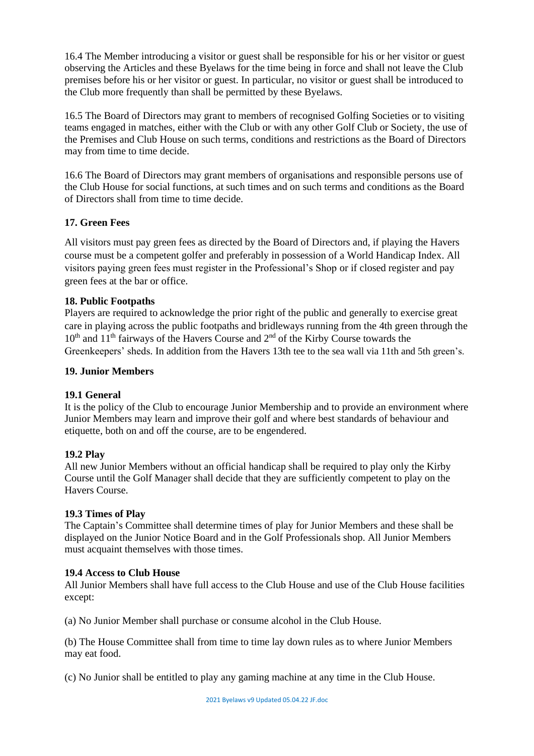16.4 The Member introducing a visitor or guest shall be responsible for his or her visitor or guest observing the Articles and these Byelaws for the time being in force and shall not leave the Club premises before his or her visitor or guest. In particular, no visitor or guest shall be introduced to the Club more frequently than shall be permitted by these Byelaws.

16.5 The Board of Directors may grant to members of recognised Golfing Societies or to visiting teams engaged in matches, either with the Club or with any other Golf Club or Society, the use of the Premises and Club House on such terms, conditions and restrictions as the Board of Directors may from time to time decide.

16.6 The Board of Directors may grant members of organisations and responsible persons use of the Club House for social functions, at such times and on such terms and conditions as the Board of Directors shall from time to time decide.

## 17. Green Fees

All visitors must pay green fees as directed by the Board of Directors and, if playing the Havers course must be a competent golfer and preferably in possession of a World Handicap Index. All visitors paying green fees must register in the Professional's Shop or if closed register and pay green fees at the bar or office.

## 18. Public Footpaths

Players are required to acknowledge the prior right of the public and generally to exercise great care in playing across the public footpaths and bridleways running from the 4th green through the 10th and 11th fairways of the Havers Course and 2nd of the Kirby Course towards the Greenkeepers' sheds. In addition from the Havers 13th tee to the sea wall via 11th and 5th green's.

## 19. Junior Members

### 19.1 General

It is the policy of the Club to encourage Junior Membership and to provide an environment where Junior Members may learn and improve their golf and where best standards of behaviour and etiquette, both on and off the course, are to be engendered.

### 19.2 Play

All new Junior Members without an official handicap shall be required to play only the Kirby Course until the Golf Manager shall decide that they are sufficiently competent to play on the Havers Course.

### 19.3 Times of Play

The Captain's Committee shall determine times of play for Junior Members and these shall be displayed on the Junior Notice Board and in the Golf Professionals shop. All Junior Members must acquaint themselves with those times.

### 19.4 Access to Club House

All Junior Members shall have full access to the Club House and use of the Club House facilities except:

(a) No Junior Member shall purchase or consume alcohol in the Club House.

(b) The House Committee shall from time to time lay down rules as to where Junior Members may eat food.

(c) No Junior shall be entitled to play any gaming machine at any time in the Club House.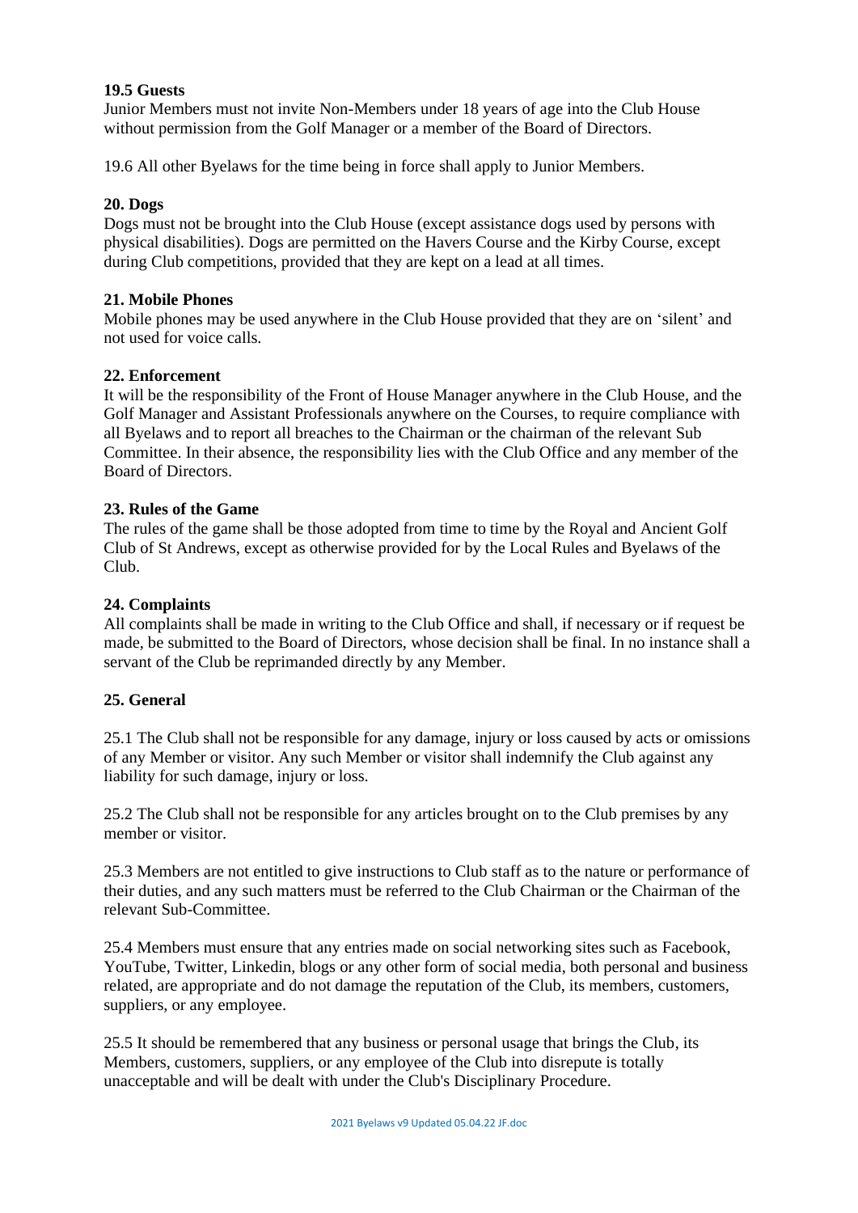**19.5 Guests**
Junior Members must not invite Non-Members under 18 years of age into the Club House without permission from the Golf Manager or a member of the Board of Directors.

19.6 All other Byelaws for the time being in force shall apply to Junior Members.

**20. Dogs**
Dogs must not be brought into the Club House (except assistance dogs used by persons with physical disabilities). Dogs are permitted on the Havers Course and the Kirby Course, except during Club competitions, provided that they are kept on a lead at all times.

**21. Mobile Phones**
Mobile phones may be used anywhere in the Club House provided that they are on 'silent' and not used for voice calls.

**22. Enforcement**
It will be the responsibility of the Front of House Manager anywhere in the Club House, and the Golf Manager and Assistant Professionals anywhere on the Courses, to require compliance with all Byelaws and to report all breaches to the Chairman or the chairman of the relevant Sub Committee. In their absence, the responsibility lies with the Club Office and any member of the Board of Directors.

**23. Rules of the Game**
The rules of the game shall be those adopted from time to time by the Royal and Ancient Golf Club of St Andrews, except as otherwise provided for by the Local Rules and Byelaws of the Club.

**24. Complaints**
All complaints shall be made in writing to the Club Office and shall, if necessary or if request be made, be submitted to the Board of Directors, whose decision shall be final. In no instance shall a servant of the Club be reprimanded directly by any Member.

**25. General**

25.1 The Club shall not be responsible for any damage, injury or loss caused by acts or omissions of any Member or visitor. Any such Member or visitor shall indemnify the Club against any liability for such damage, injury or loss.

25.2 The Club shall not be responsible for any articles brought on to the Club premises by any member or visitor.

25.3 Members are not entitled to give instructions to Club staff as to the nature or performance of their duties, and any such matters must be referred to the Club Chairman or the Chairman of the relevant Sub-Committee.

25.4 Members must ensure that any entries made on social networking sites such as Facebook, YouTube, Twitter, Linkedin, blogs or any other form of social media, both personal and business related, are appropriate and do not damage the reputation of the Club, its members, customers, suppliers, or any employee.

25.5 It should be remembered that any business or personal usage that brings the Club, its Members, customers, suppliers, or any employee of the Club into disrepute is totally unacceptable and will be dealt with under the Club's Disciplinary Procedure.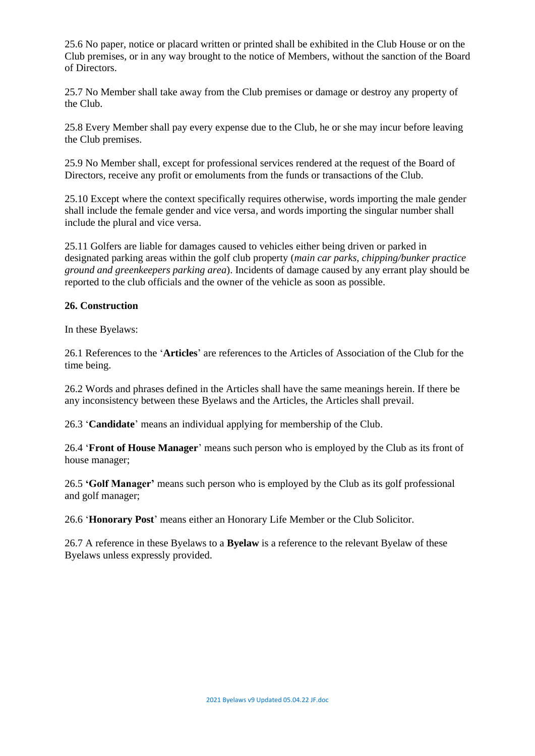25.6 No paper, notice or placard written or printed shall be exhibited in the Club House or on the Club premises, or in any way brought to the notice of Members, without the sanction of the Board of Directors.

25.7 No Member shall take away from the Club premises or damage or destroy any property of the Club.

25.8 Every Member shall pay every expense due to the Club, he or she may incur before leaving the Club premises.

25.9 No Member shall, except for professional services rendered at the request of the Board of Directors, receive any profit or emoluments from the funds or transactions of the Club.

25.10 Except where the context specifically requires otherwise, words importing the male gender shall include the female gender and vice versa, and words importing the singular number shall include the plural and vice versa.

25.11 Golfers are liable for damages caused to vehicles either being driven or parked in designated parking areas within the golf club property (*main car parks, chipping/bunker practice ground and greenkeepers parking area*). Incidents of damage caused by any errant play should be reported to the club officials and the owner of the vehicle as soon as possible.

**26. Construction**

In these Byelaws:

26.1 References to the '**Articles**' are references to the Articles of Association of the Club for the time being.

26.2 Words and phrases defined in the Articles shall have the same meanings herein. If there be any inconsistency between these Byelaws and the Articles, the Articles shall prevail.

26.3 '**Candidate**' means an individual applying for membership of the Club.

26.4 '**Front of House Manager**' means such person who is employed by the Club as its front of house manager;

26.5 **'Golf Manager'** means such person who is employed by the Club as its golf professional and golf manager;

26.6 '**Honorary Post**' means either an Honorary Life Member or the Club Solicitor.

26.7 A reference in these Byelaws to a **Byelaw** is a reference to the relevant Byelaw of these Byelaws unless expressly provided.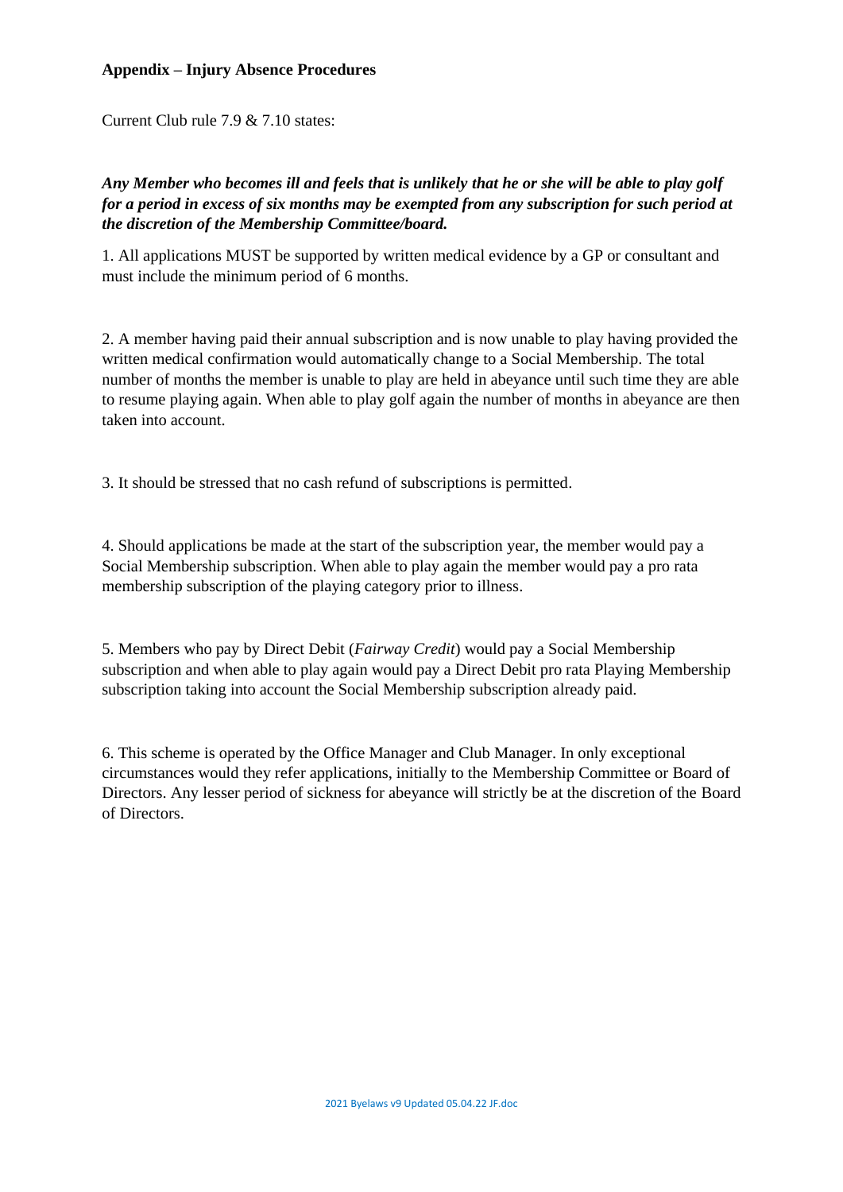**Appendix – Injury Absence Procedures**

Current Club rule 7.9 & 7.10 states:

***Any Member who becomes ill and feels that is unlikely that he or she will be able to play golf for a period in excess of six months may be exempted from any subscription for such period at the discretion of the Membership Committee/board.***

1. All applications MUST be supported by written medical evidence by a GP or consultant and must include the minimum period of 6 months.

2. A member having paid their annual subscription and is now unable to play having provided the written medical confirmation would automatically change to a Social Membership. The total number of months the member is unable to play are held in abeyance until such time they are able to resume playing again. When able to play golf again the number of months in abeyance are then taken into account.

3. It should be stressed that no cash refund of subscriptions is permitted.

4. Should applications be made at the start of the subscription year, the member would pay a Social Membership subscription. When able to play again the member would pay a pro rata membership subscription of the playing category prior to illness.

5. Members who pay by Direct Debit (*Fairway Credit*) would pay a Social Membership subscription and when able to play again would pay a Direct Debit pro rata Playing Membership subscription taking into account the Social Membership subscription already paid.

6. This scheme is operated by the Office Manager and Club Manager. In only exceptional circumstances would they refer applications, initially to the Membership Committee or Board of Directors. Any lesser period of sickness for abeyance will strictly be at the discretion of the Board of Directors.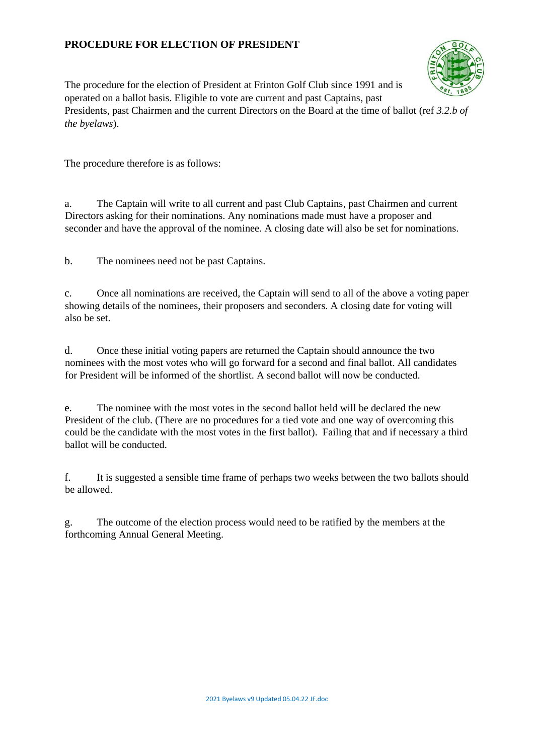# PROCEDURE FOR ELECTION OF PRESIDENT

The procedure for the election of President at Frinton Golf Club since 1991 and is operated on a ballot basis. Eligible to vote are current and past Captains, past Presidents, past Chairmen and the current Directors on the Board at the time of ballot (ref *3.2.b of the byelaws*).

The procedure therefore is as follows:

a. The Captain will write to all current and past Club Captains, past Chairmen and current Directors asking for their nominations. Any nominations made must have a proposer and seconder and have the approval of the nominee. A closing date will also be set for nominations.

b. The nominees need not be past Captains.

c. Once all nominations are received, the Captain will send to all of the above a voting paper showing details of the nominees, their proposers and seconders. A closing date for voting will also be set.

d. Once these initial voting papers are returned the Captain should announce the two nominees with the most votes who will go forward for a second and final ballot. All candidates for President will be informed of the shortlist. A second ballot will now be conducted.

e. The nominee with the most votes in the second ballot held will be declared the new President of the club. (There are no procedures for a tied vote and one way of overcoming this could be the candidate with the most votes in the first ballot). Failing that and if necessary a third ballot will be conducted.

f. It is suggested a sensible time frame of perhaps two weeks between the two ballots should be allowed.

g. The outcome of the election process would need to be ratified by the members at the forthcoming Annual General Meeting.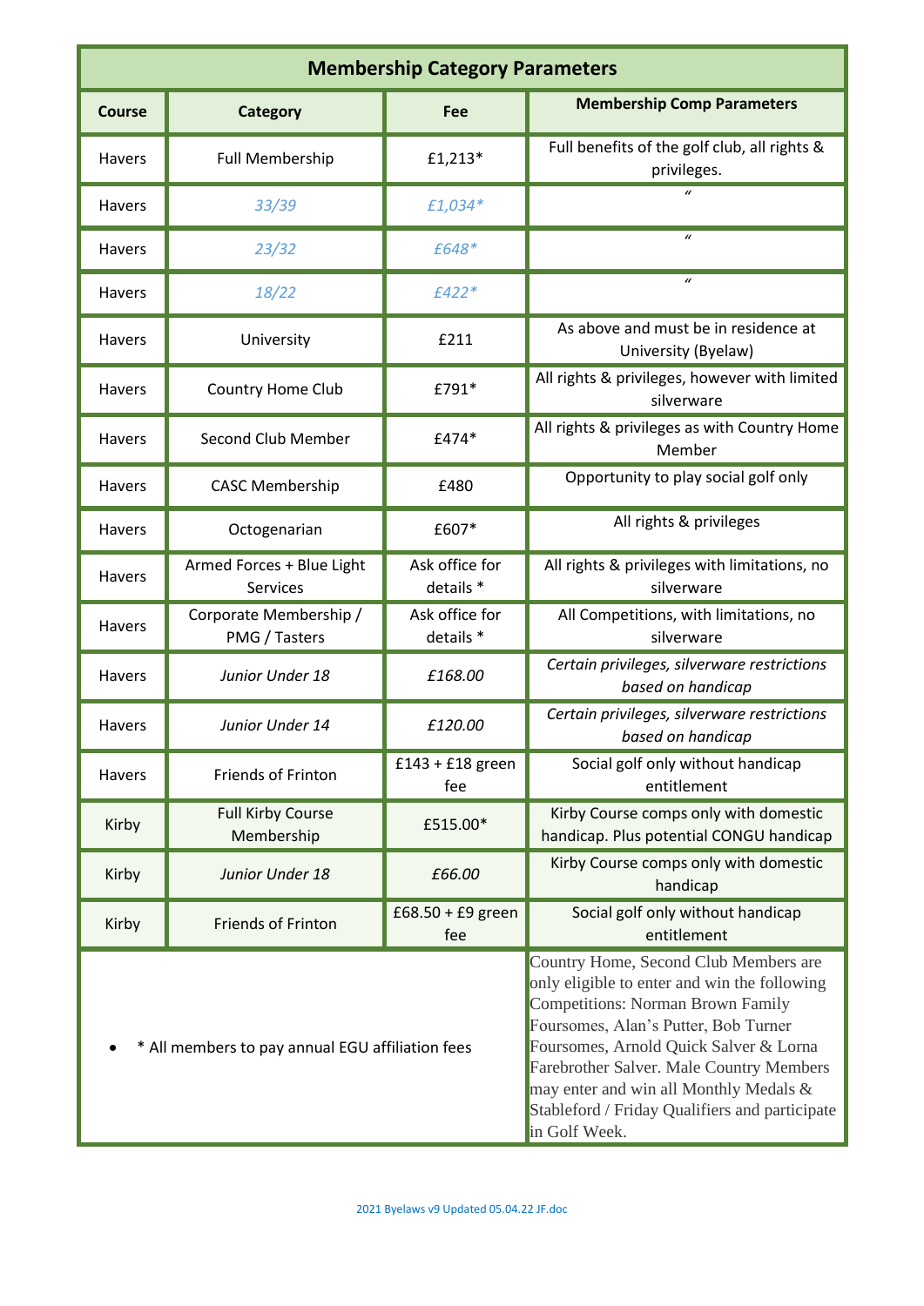| Membership Category Parameters | | | |
|---|---|---|---|
| **Course** | **Category** | **Fee** | **Membership Comp Parameters** |
| Havers | Full Membership | £1,213* | Full benefits of the golf club, all rights & privileges. |
| Havers | *33/39* | *£1,034** | " |
| Havers | *23/32* | *£648** | " |
| Havers | *18/22* | *£422** | " |
| Havers | University | £211 | As above and must be in residence at University (Byelaw) |
| Havers | Country Home Club | £791* | All rights & privileges, however with limited silverware |
| Havers | Second Club Member | £474* | All rights & privileges as with Country Home Member |
| Havers | CASC Membership | £480 | Opportunity to play social golf only |
| Havers | Octogenarian | £607* | All rights & privileges |
| Havers | Armed Forces + Blue Light Services | Ask office for details * | All rights & privileges with limitations, no silverware |
| Havers | Corporate Membership / PMG / Tasters | Ask office for details * | All Competitions, with limitations, no silverware |
| Havers | *Junior Under 18* | *£168.00* | *Certain privileges, silverware restrictions based on handicap* |
| Havers | *Junior Under 14* | *£120.00* | *Certain privileges, silverware restrictions based on handicap* |
| Havers | Friends of Frinton | £143 + £18 green fee | Social golf only without handicap entitlement |
| Kirby | Full Kirby Course Membership | £515.00* | Kirby Course comps only with domestic handicap. Plus potential CONGU handicap |
| Kirby | *Junior Under 18* | *£66.00* | Kirby Course comps only with domestic handicap |
| Kirby | Friends of Frinton | £68.50 + £9 green fee | Social golf only without handicap entitlement |
| • * All members to pay annual EGU affiliation fees | | | Country Home, Second Club Members are only eligible to enter and win the following Competitions: Norman Brown Family Foursomes, Alan's Putter, Bob Turner Foursomes, Arnold Quick Salver & Lorna Farebrother Salver. Male Country Members may enter and win all Monthly Medals & Stableford / Friday Qualifiers and participate in Golf Week. |